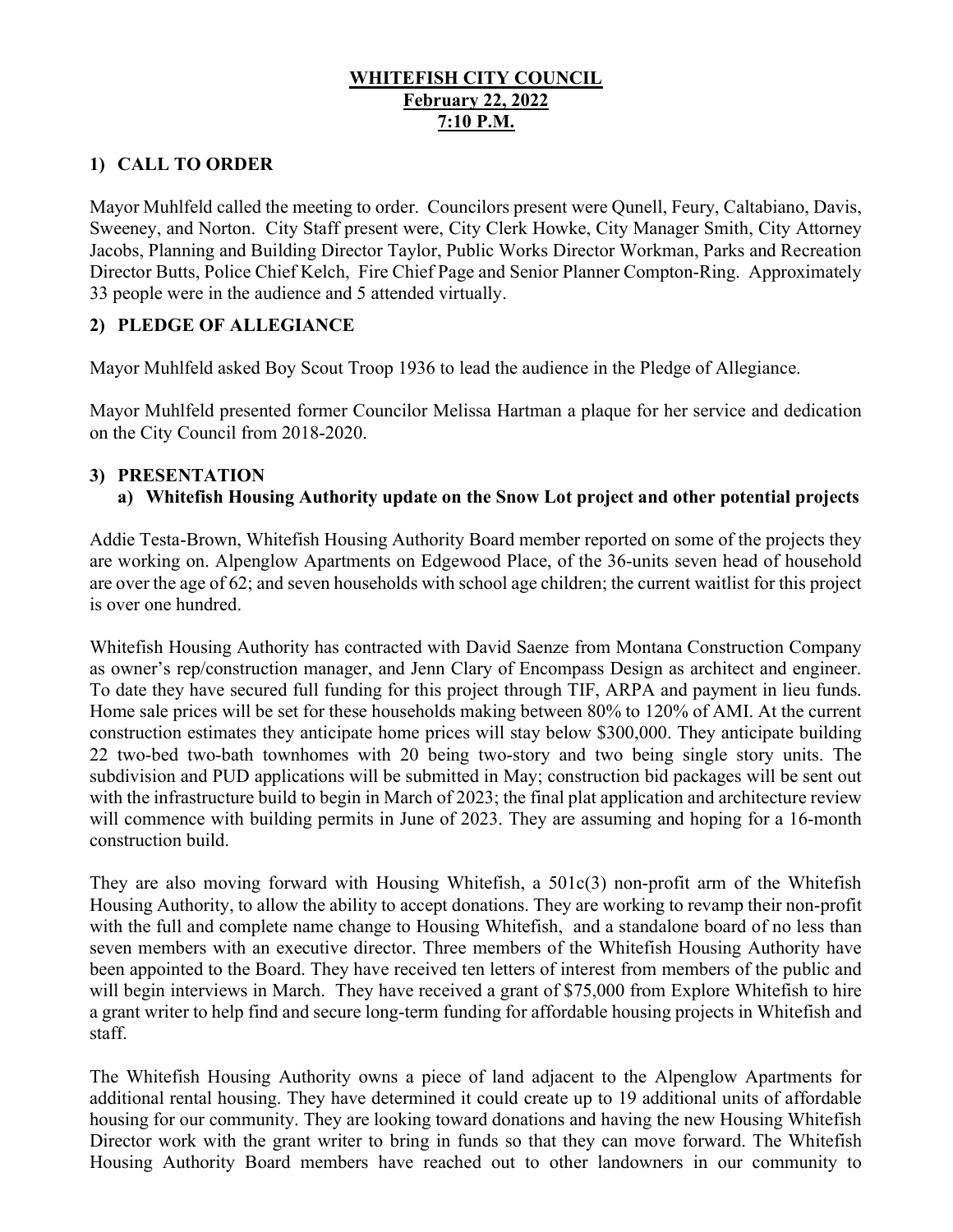# WHITEFISH CITY COUNCIL
## February 22, 2022
## 7:10 P.M.

## 1) CALL TO ORDER

Mayor Muhlfeld called the meeting to order. Councilors present were Qunell, Feury, Caltabiano, Davis, Sweeney, and Norton. City Staff present were, City Clerk Howke, City Manager Smith, City Attorney Jacobs, Planning and Building Director Taylor, Public Works Director Workman, Parks and Recreation Director Butts, Police Chief Kelch, Fire Chief Page and Senior Planner Compton-Ring. Approximately 33 people were in the audience and 5 attended virtually.

## 2) PLEDGE OF ALLEGIANCE

Mayor Muhlfeld asked Boy Scout Troop 1936 to lead the audience in the Pledge of Allegiance.

Mayor Muhlfeld presented former Councilor Melissa Hartman a plaque for her service and dedication on the City Council from 2018-2020.

## 3) PRESENTATION

### a) Whitefish Housing Authority update on the Snow Lot project and other potential projects

Addie Testa-Brown, Whitefish Housing Authority Board member reported on some of the projects they are working on. Alpenglow Apartments on Edgewood Place, of the 36-units seven head of household are over the age of 62; and seven households with school age children; the current waitlist for this project is over one hundred.

Whitefish Housing Authority has contracted with David Saenze from Montana Construction Company as owner's rep/construction manager, and Jenn Clary of Encompass Design as architect and engineer. To date they have secured full funding for this project through TIF, ARPA and payment in lieu funds. Home sale prices will be set for these households making between 80% to 120% of AMI. At the current construction estimates they anticipate home prices will stay below $300,000. They anticipate building 22 two-bed two-bath townhomes with 20 being two-story and two being single story units. The subdivision and PUD applications will be submitted in May; construction bid packages will be sent out with the infrastructure build to begin in March of 2023; the final plat application and architecture review will commence with building permits in June of 2023. They are assuming and hoping for a 16-month construction build.

They are also moving forward with Housing Whitefish, a 501c(3) non-profit arm of the Whitefish Housing Authority, to allow the ability to accept donations. They are working to revamp their non-profit with the full and complete name change to Housing Whitefish, and a standalone board of no less than seven members with an executive director. Three members of the Whitefish Housing Authority have been appointed to the Board. They have received ten letters of interest from members of the public and will begin interviews in March. They have received a grant of $75,000 from Explore Whitefish to hire a grant writer to help find and secure long-term funding for affordable housing projects in Whitefish and staff.

The Whitefish Housing Authority owns a piece of land adjacent to the Alpenglow Apartments for additional rental housing. They have determined it could create up to 19 additional units of affordable housing for our community. They are looking toward donations and having the new Housing Whitefish Director work with the grant writer to bring in funds so that they can move forward. The Whitefish Housing Authority Board members have reached out to other landowners in our community to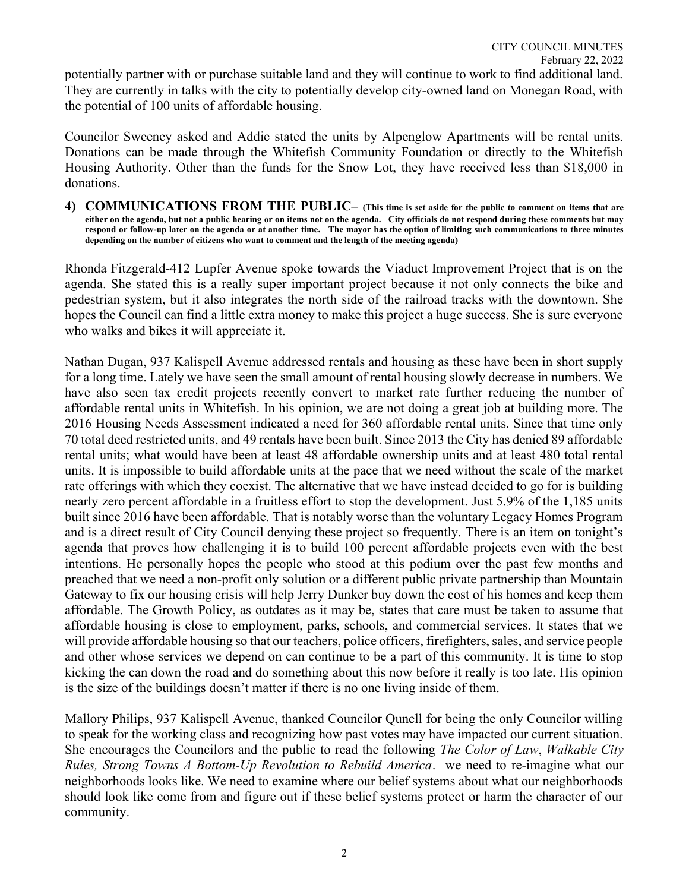potentially partner with or purchase suitable land and they will continue to work to find additional land. They are currently in talks with the city to potentially develop city-owned land on Monegan Road, with the potential of 100 units of affordable housing.

Councilor Sweeney asked and Addie stated the units by Alpenglow Apartments will be rental units. Donations can be made through the Whitefish Community Foundation or directly to the Whitefish Housing Authority. Other than the funds for the Snow Lot, they have received less than $18,000 in donations.

**4) COMMUNICATIONS FROM THE PUBLIC– (This time is set aside for the public to comment on items that are either on the agenda, but not a public hearing or on items not on the agenda. City officials do not respond during these comments but may respond or follow-up later on the agenda or at another time. The mayor has the option of limiting such communications to three minutes depending on the number of citizens who want to comment and the length of the meeting agenda)**

Rhonda Fitzgerald-412 Lupfer Avenue spoke towards the Viaduct Improvement Project that is on the agenda. She stated this is a really super important project because it not only connects the bike and pedestrian system, but it also integrates the north side of the railroad tracks with the downtown. She hopes the Council can find a little extra money to make this project a huge success. She is sure everyone who walks and bikes it will appreciate it.

Nathan Dugan, 937 Kalispell Avenue addressed rentals and housing as these have been in short supply for a long time. Lately we have seen the small amount of rental housing slowly decrease in numbers. We have also seen tax credit projects recently convert to market rate further reducing the number of affordable rental units in Whitefish. In his opinion, we are not doing a great job at building more. The 2016 Housing Needs Assessment indicated a need for 360 affordable rental units. Since that time only 70 total deed restricted units, and 49 rentals have been built. Since 2013 the City has denied 89 affordable rental units; what would have been at least 48 affordable ownership units and at least 480 total rental units. It is impossible to build affordable units at the pace that we need without the scale of the market rate offerings with which they coexist. The alternative that we have instead decided to go for is building nearly zero percent affordable in a fruitless effort to stop the development. Just 5.9% of the 1,185 units built since 2016 have been affordable. That is notably worse than the voluntary Legacy Homes Program and is a direct result of City Council denying these project so frequently. There is an item on tonight's agenda that proves how challenging it is to build 100 percent affordable projects even with the best intentions. He personally hopes the people who stood at this podium over the past few months and preached that we need a non-profit only solution or a different public private partnership than Mountain Gateway to fix our housing crisis will help Jerry Dunker buy down the cost of his homes and keep them affordable. The Growth Policy, as outdates as it may be, states that care must be taken to assume that affordable housing is close to employment, parks, schools, and commercial services. It states that we will provide affordable housing so that our teachers, police officers, firefighters, sales, and service people and other whose services we depend on can continue to be a part of this community. It is time to stop kicking the can down the road and do something about this now before it really is too late. His opinion is the size of the buildings doesn't matter if there is no one living inside of them.

Mallory Philips, 937 Kalispell Avenue, thanked Councilor Qunell for being the only Councilor willing to speak for the working class and recognizing how past votes may have impacted our current situation. She encourages the Councilors and the public to read the following *The Color of Law*, *Walkable City Rules, Strong Towns A Bottom-Up Revolution to Rebuild America*. we need to re-imagine what our neighborhoods looks like. We need to examine where our belief systems about what our neighborhoods should look like come from and figure out if these belief systems protect or harm the character of our community.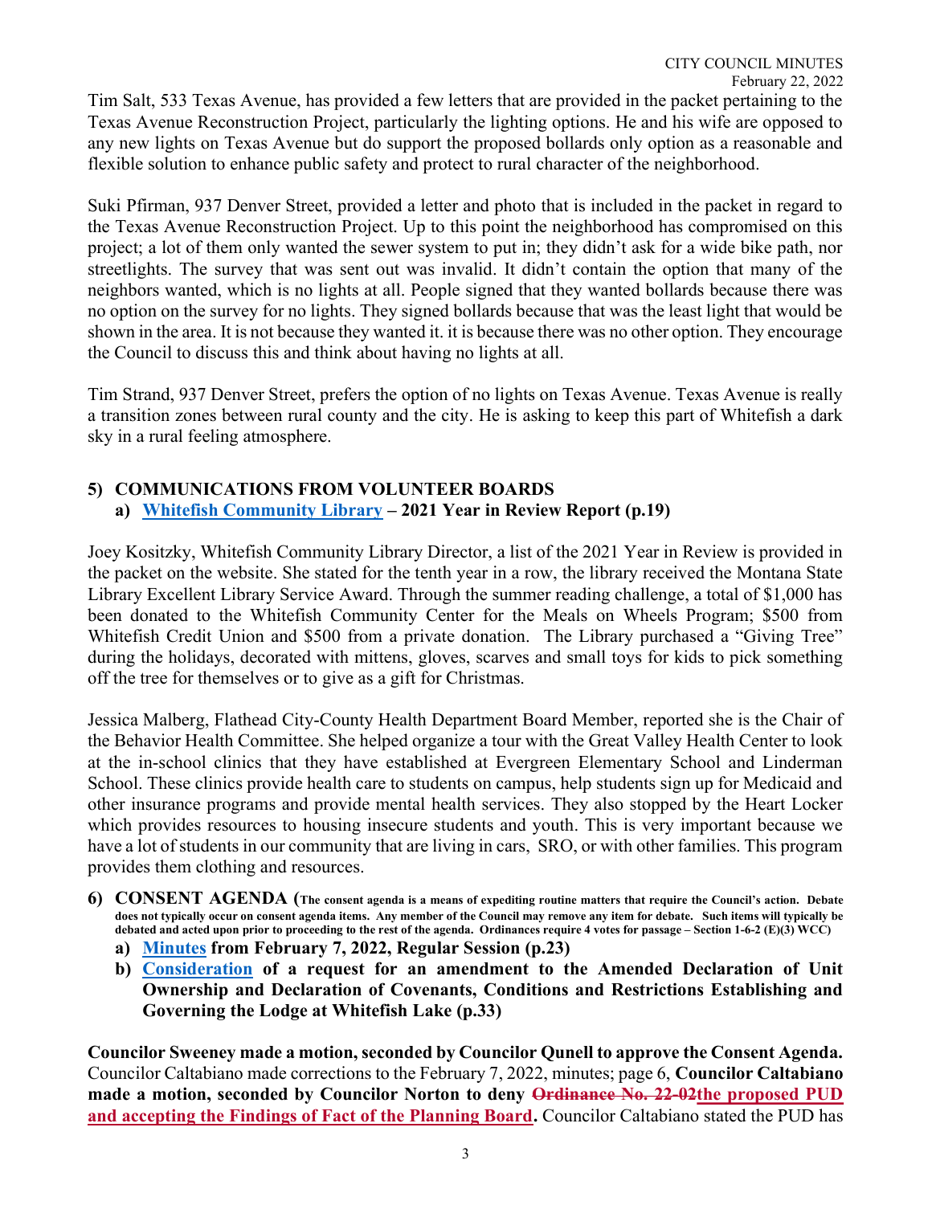Tim Salt, 533 Texas Avenue, has provided a few letters that are provided in the packet pertaining to the Texas Avenue Reconstruction Project, particularly the lighting options. He and his wife are opposed to any new lights on Texas Avenue but do support the proposed bollards only option as a reasonable and flexible solution to enhance public safety and protect to rural character of the neighborhood.

Suki Pfirman, 937 Denver Street, provided a letter and photo that is included in the packet in regard to the Texas Avenue Reconstruction Project. Up to this point the neighborhood has compromised on this project; a lot of them only wanted the sewer system to put in; they didn't ask for a wide bike path, nor streetlights. The survey that was sent out was invalid. It didn't contain the option that many of the neighbors wanted, which is no lights at all. People signed that they wanted bollards because there was no option on the survey for no lights. They signed bollards because that was the least light that would be shown in the area. It is not because they wanted it. it is because there was no other option. They encourage the Council to discuss this and think about having no lights at all.

Tim Strand, 937 Denver Street, prefers the option of no lights on Texas Avenue. Texas Avenue is really a transition zones between rural county and the city. He is asking to keep this part of Whitefish a dark sky in a rural feeling atmosphere.

## 5) COMMUNICATIONS FROM VOLUNTEER BOARDS

**a) Whitefish Community Library – 2021 Year in Review Report (p.19)**

Joey Kositzky, Whitefish Community Library Director, a list of the 2021 Year in Review is provided in the packet on the website. She stated for the tenth year in a row, the library received the Montana State Library Excellent Library Service Award. Through the summer reading challenge, a total of $1,000 has been donated to the Whitefish Community Center for the Meals on Wheels Program; $500 from Whitefish Credit Union and $500 from a private donation. The Library purchased a "Giving Tree" during the holidays, decorated with mittens, gloves, scarves and small toys for kids to pick something off the tree for themselves or to give as a gift for Christmas.

Jessica Malberg, Flathead City-County Health Department Board Member, reported she is the Chair of the Behavior Health Committee. She helped organize a tour with the Great Valley Health Center to look at the in-school clinics that they have established at Evergreen Elementary School and Linderman School. These clinics provide health care to students on campus, help students sign up for Medicaid and other insurance programs and provide mental health services. They also stopped by the Heart Locker which provides resources to housing insecure students and youth. This is very important because we have a lot of students in our community that are living in cars, SRO, or with other families. This program provides them clothing and resources.

## 6) CONSENT AGENDA (The consent agenda is a means of expediting routine matters that require the Council's action. Debate does not typically occur on consent agenda items. Any member of the Council may remove any item for debate. Such items will typically be debated and acted upon prior to proceeding to the rest of the agenda. Ordinances require 4 votes for passage – Section 1-6-2 (E)(3) WCC)

**a) Minutes from February 7, 2022, Regular Session (p.23)**

**b) Consideration of a request for an amendment to the Amended Declaration of Unit Ownership and Declaration of Covenants, Conditions and Restrictions Establishing and Governing the Lodge at Whitefish Lake (p.33)**

**Councilor Sweeney made a motion, seconded by Councilor Qunell to approve the Consent Agenda.** Councilor Caltabiano made corrections to the February 7, 2022, minutes; page 6, **Councilor Caltabiano made a motion, seconded by Councilor Norton to deny ~~Ordinance No. 22-02~~the proposed PUD and accepting the Findings of Fact of the Planning Board.** Councilor Caltabiano stated the PUD has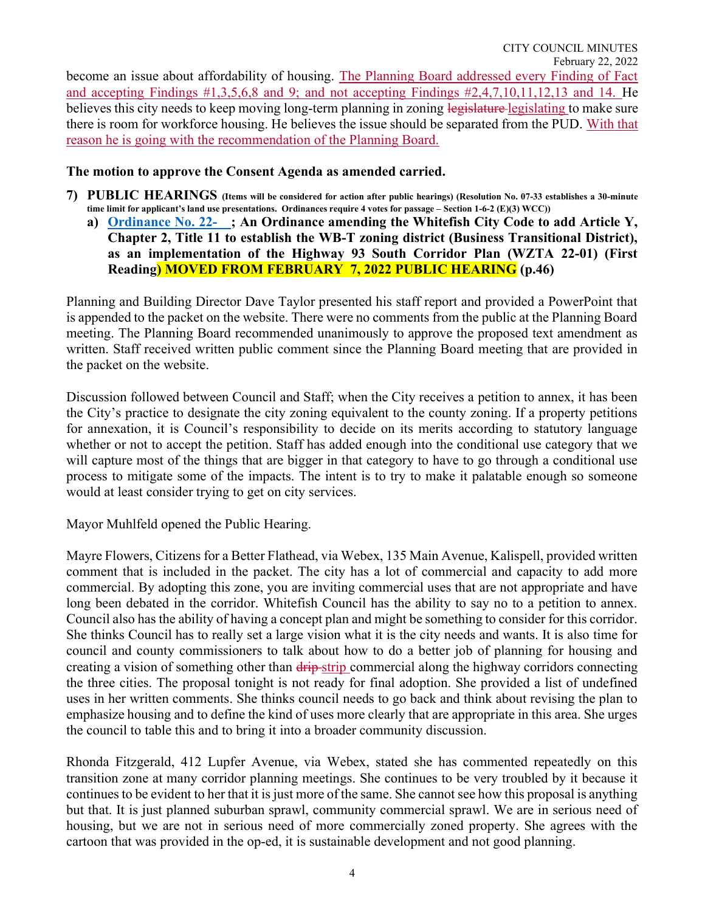become an issue about affordability of housing. The Planning Board addressed every Finding of Fact and accepting Findings #1,3,5,6,8 and 9; and not accepting Findings #2,4,7,10,11,12,13 and 14. He believes this city needs to keep moving long-term planning in zoning ~~legislature~~ legislating to make sure there is room for workforce housing. He believes the issue should be separated from the PUD. With that reason he is going with the recommendation of the Planning Board.

**The motion to approve the Consent Agenda as amended carried.**

**7) PUBLIC HEARINGS** **(Items will be considered for action after public hearings) (Resolution No. 07-33 establishes a 30-minute time limit for applicant's land use presentations. Ordinances require 4 votes for passage – Section 1-6-2 (E)(3) WCC))**

**a) Ordinance No. 22- ; An Ordinance amending the Whitefish City Code to add Article Y, Chapter 2, Title 11 to establish the WB-T zoning district (Business Transitional District), as an implementation of the Highway 93 South Corridor Plan (WZTA 22-01) (First Reading) MOVED FROM FEBRUARY 7, 2022 PUBLIC HEARING (p.46)**

Planning and Building Director Dave Taylor presented his staff report and provided a PowerPoint that is appended to the packet on the website. There were no comments from the public at the Planning Board meeting. The Planning Board recommended unanimously to approve the proposed text amendment as written. Staff received written public comment since the Planning Board meeting that are provided in the packet on the website.

Discussion followed between Council and Staff; when the City receives a petition to annex, it has been the City's practice to designate the city zoning equivalent to the county zoning. If a property petitions for annexation, it is Council's responsibility to decide on its merits according to statutory language whether or not to accept the petition. Staff has added enough into the conditional use category that we will capture most of the things that are bigger in that category to have to go through a conditional use process to mitigate some of the impacts. The intent is to try to make it palatable enough so someone would at least consider trying to get on city services.

Mayor Muhlfeld opened the Public Hearing.

Mayre Flowers, Citizens for a Better Flathead, via Webex, 135 Main Avenue, Kalispell, provided written comment that is included in the packet. The city has a lot of commercial and capacity to add more commercial. By adopting this zone, you are inviting commercial uses that are not appropriate and have long been debated in the corridor. Whitefish Council has the ability to say no to a petition to annex. Council also has the ability of having a concept plan and might be something to consider for this corridor. She thinks Council has to really set a large vision what it is the city needs and wants. It is also time for council and county commissioners to talk about how to do a better job of planning for housing and creating a vision of something other than ~~drip~~ strip commercial along the highway corridors connecting the three cities. The proposal tonight is not ready for final adoption. She provided a list of undefined uses in her written comments. She thinks council needs to go back and think about revising the plan to emphasize housing and to define the kind of uses more clearly that are appropriate in this area. She urges the council to table this and to bring it into a broader community discussion.

Rhonda Fitzgerald, 412 Lupfer Avenue, via Webex, stated she has commented repeatedly on this transition zone at many corridor planning meetings. She continues to be very troubled by it because it continues to be evident to her that it is just more of the same. She cannot see how this proposal is anything but that. It is just planned suburban sprawl, community commercial sprawl. We are in serious need of housing, but we are not in serious need of more commercially zoned property. She agrees with the cartoon that was provided in the op-ed, it is sustainable development and not good planning.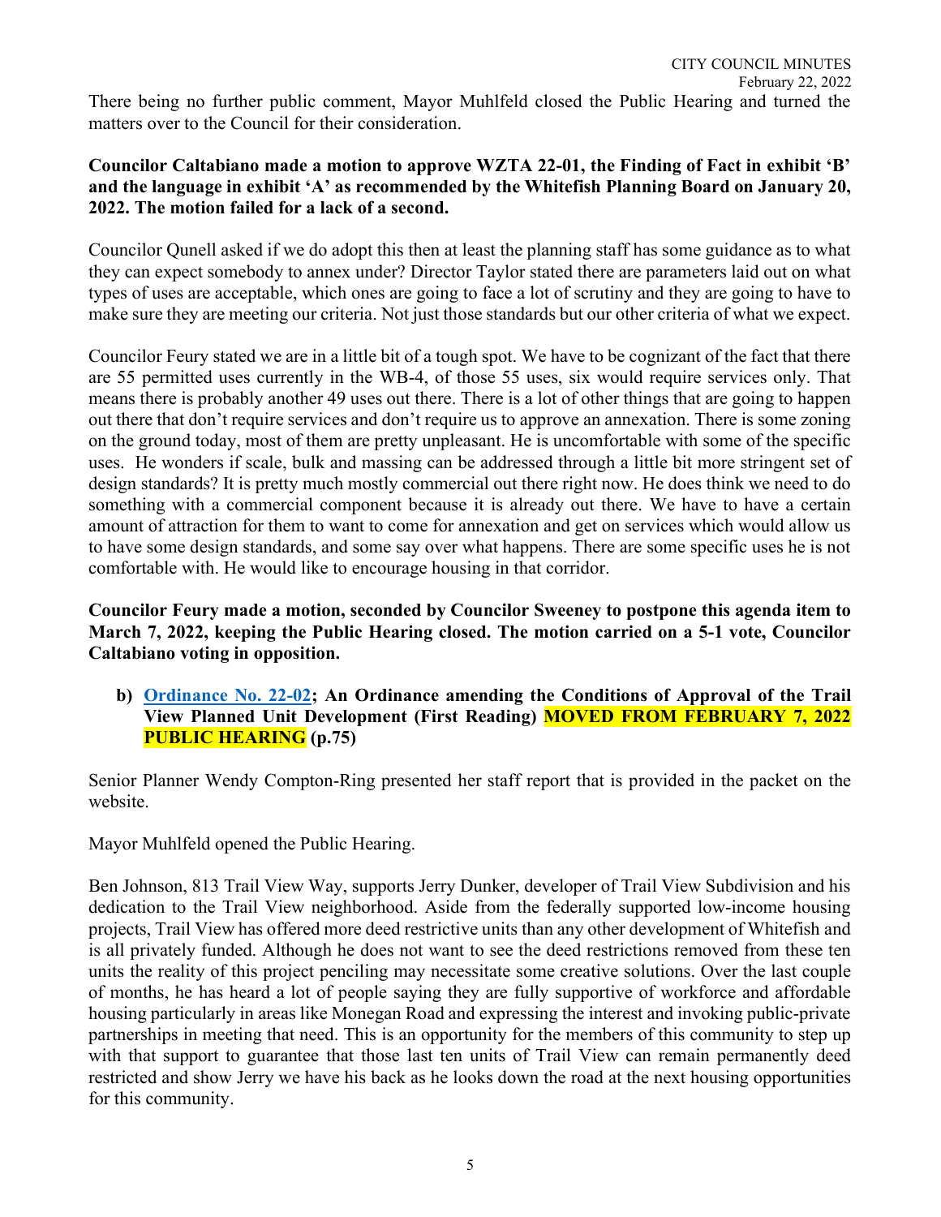There being no further public comment, Mayor Muhlfeld closed the Public Hearing and turned the matters over to the Council for their consideration.

**Councilor Caltabiano made a motion to approve WZTA 22-01, the Finding of Fact in exhibit 'B' and the language in exhibit 'A' as recommended by the Whitefish Planning Board on January 20, 2022. The motion failed for a lack of a second.**

Councilor Qunell asked if we do adopt this then at least the planning staff has some guidance as to what they can expect somebody to annex under? Director Taylor stated there are parameters laid out on what types of uses are acceptable, which ones are going to face a lot of scrutiny and they are going to have to make sure they are meeting our criteria. Not just those standards but our other criteria of what we expect.

Councilor Feury stated we are in a little bit of a tough spot. We have to be cognizant of the fact that there are 55 permitted uses currently in the WB-4, of those 55 uses, six would require services only. That means there is probably another 49 uses out there. There is a lot of other things that are going to happen out there that don't require services and don't require us to approve an annexation. There is some zoning on the ground today, most of them are pretty unpleasant. He is uncomfortable with some of the specific uses. He wonders if scale, bulk and massing can be addressed through a little bit more stringent set of design standards? It is pretty much mostly commercial out there right now. He does think we need to do something with a commercial component because it is already out there. We have to have a certain amount of attraction for them to want to come for annexation and get on services which would allow us to have some design standards, and some say over what happens. There are some specific uses he is not comfortable with. He would like to encourage housing in that corridor.

**Councilor Feury made a motion, seconded by Councilor Sweeney to postpone this agenda item to March 7, 2022, keeping the Public Hearing closed. The motion carried on a 5-1 vote, Councilor Caltabiano voting in opposition.**

**b) Ordinance No. 22-02; An Ordinance amending the Conditions of Approval of the Trail View Planned Unit Development (First Reading) MOVED FROM FEBRUARY 7, 2022 PUBLIC HEARING (p.75)**

Senior Planner Wendy Compton-Ring presented her staff report that is provided in the packet on the website.

Mayor Muhlfeld opened the Public Hearing.

Ben Johnson, 813 Trail View Way, supports Jerry Dunker, developer of Trail View Subdivision and his dedication to the Trail View neighborhood. Aside from the federally supported low-income housing projects, Trail View has offered more deed restrictive units than any other development of Whitefish and is all privately funded. Although he does not want to see the deed restrictions removed from these ten units the reality of this project penciling may necessitate some creative solutions. Over the last couple of months, he has heard a lot of people saying they are fully supportive of workforce and affordable housing particularly in areas like Monegan Road and expressing the interest and invoking public-private partnerships in meeting that need. This is an opportunity for the members of this community to step up with that support to guarantee that those last ten units of Trail View can remain permanently deed restricted and show Jerry we have his back as he looks down the road at the next housing opportunities for this community.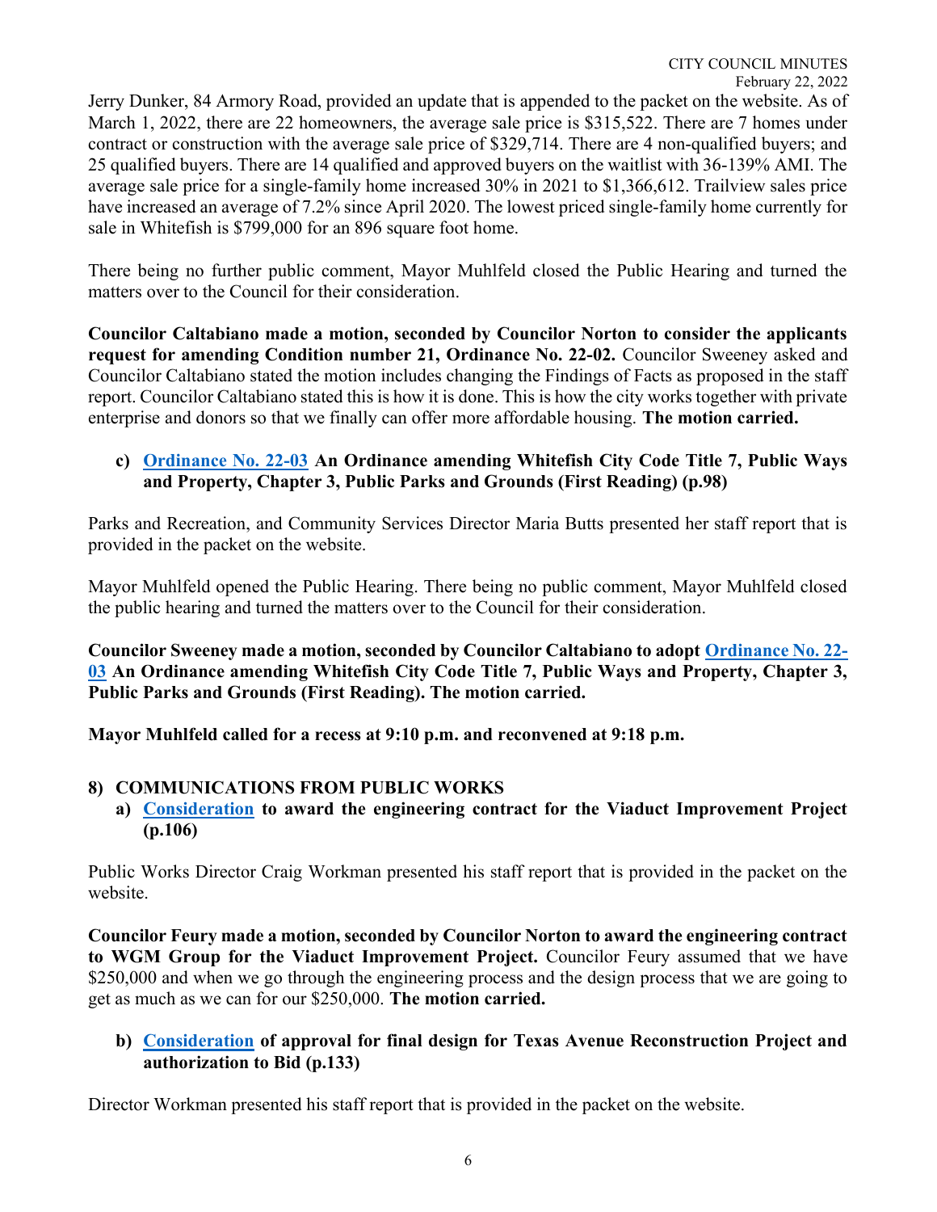Jerry Dunker, 84 Armory Road, provided an update that is appended to the packet on the website. As of March 1, 2022, there are 22 homeowners, the average sale price is $315,522. There are 7 homes under contract or construction with the average sale price of $329,714. There are 4 non-qualified buyers; and 25 qualified buyers. There are 14 qualified and approved buyers on the waitlist with 36-139% AMI. The average sale price for a single-family home increased 30% in 2021 to $1,366,612. Trailview sales price have increased an average of 7.2% since April 2020. The lowest priced single-family home currently for sale in Whitefish is $799,000 for an 896 square foot home.

There being no further public comment, Mayor Muhlfeld closed the Public Hearing and turned the matters over to the Council for their consideration.

**Councilor Caltabiano made a motion, seconded by Councilor Norton to consider the applicants request for amending Condition number 21, Ordinance No. 22-02.** Councilor Sweeney asked and Councilor Caltabiano stated the motion includes changing the Findings of Facts as proposed in the staff report. Councilor Caltabiano stated this is how it is done. This is how the city works together with private enterprise and donors so that we finally can offer more affordable housing. **The motion carried.**

**c) Ordinance No. 22-03 An Ordinance amending Whitefish City Code Title 7, Public Ways and Property, Chapter 3, Public Parks and Grounds (First Reading) (p.98)**

Parks and Recreation, and Community Services Director Maria Butts presented her staff report that is provided in the packet on the website.

Mayor Muhlfeld opened the Public Hearing. There being no public comment, Mayor Muhlfeld closed the public hearing and turned the matters over to the Council for their consideration.

**Councilor Sweeney made a motion, seconded by Councilor Caltabiano to adopt Ordinance No. 22-03 An Ordinance amending Whitefish City Code Title 7, Public Ways and Property, Chapter 3, Public Parks and Grounds (First Reading). The motion carried.**

**Mayor Muhlfeld called for a recess at 9:10 p.m. and reconvened at 9:18 p.m.**

**8) COMMUNICATIONS FROM PUBLIC WORKS**

**a) Consideration to award the engineering contract for the Viaduct Improvement Project (p.106)**

Public Works Director Craig Workman presented his staff report that is provided in the packet on the website.

**Councilor Feury made a motion, seconded by Councilor Norton to award the engineering contract to WGM Group for the Viaduct Improvement Project.** Councilor Feury assumed that we have $250,000 and when we go through the engineering process and the design process that we are going to get as much as we can for our $250,000. **The motion carried.**

**b) Consideration of approval for final design for Texas Avenue Reconstruction Project and authorization to Bid (p.133)**

Director Workman presented his staff report that is provided in the packet on the website.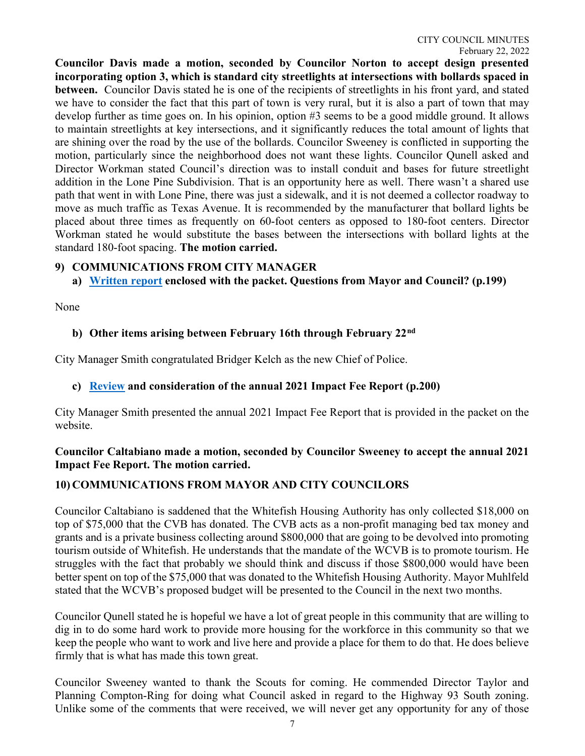**Councilor Davis made a motion, seconded by Councilor Norton to accept design presented incorporating option 3, which is standard city streetlights at intersections with bollards spaced in between.** Councilor Davis stated he is one of the recipients of streetlights in his front yard, and stated we have to consider the fact that this part of town is very rural, but it is also a part of town that may develop further as time goes on. In his opinion, option #3 seems to be a good middle ground. It allows to maintain streetlights at key intersections, and it significantly reduces the total amount of lights that are shining over the road by the use of the bollards. Councilor Sweeney is conflicted in supporting the motion, particularly since the neighborhood does not want these lights. Councilor Qunell asked and Director Workman stated Council's direction was to install conduit and bases for future streetlight addition in the Lone Pine Subdivision. That is an opportunity here as well. There wasn't a shared use path that went in with Lone Pine, there was just a sidewalk, and it is not deemed a collector roadway to move as much traffic as Texas Avenue. It is recommended by the manufacturer that bollard lights be placed about three times as frequently on 60-foot centers as opposed to 180-foot centers. Director Workman stated he would substitute the bases between the intersections with bollard lights at the standard 180-foot spacing. **The motion carried.**

## 9) COMMUNICATIONS FROM CITY MANAGER

### a) Written report enclosed with the packet. Questions from Mayor and Council? (p.199)

None

### b) Other items arising between February 16th through February 22nd

City Manager Smith congratulated Bridger Kelch as the new Chief of Police.

### c) Review and consideration of the annual 2021 Impact Fee Report (p.200)

City Manager Smith presented the annual 2021 Impact Fee Report that is provided in the packet on the website.

**Councilor Caltabiano made a motion, seconded by Councilor Sweeney to accept the annual 2021 Impact Fee Report. The motion carried.**

## 10) COMMUNICATIONS FROM MAYOR AND CITY COUNCILORS

Councilor Caltabiano is saddened that the Whitefish Housing Authority has only collected $18,000 on top of $75,000 that the CVB has donated. The CVB acts as a non-profit managing bed tax money and grants and is a private business collecting around $800,000 that are going to be devolved into promoting tourism outside of Whitefish. He understands that the mandate of the WCVB is to promote tourism. He struggles with the fact that probably we should think and discuss if those $800,000 would have been better spent on top of the $75,000 that was donated to the Whitefish Housing Authority. Mayor Muhlfeld stated that the WCVB's proposed budget will be presented to the Council in the next two months.

Councilor Qunell stated he is hopeful we have a lot of great people in this community that are willing to dig in to do some hard work to provide more housing for the workforce in this community so that we keep the people who want to work and live here and provide a place for them to do that. He does believe firmly that is what has made this town great.

Councilor Sweeney wanted to thank the Scouts for coming. He commended Director Taylor and Planning Compton-Ring for doing what Council asked in regard to the Highway 93 South zoning. Unlike some of the comments that were received, we will never get any opportunity for any of those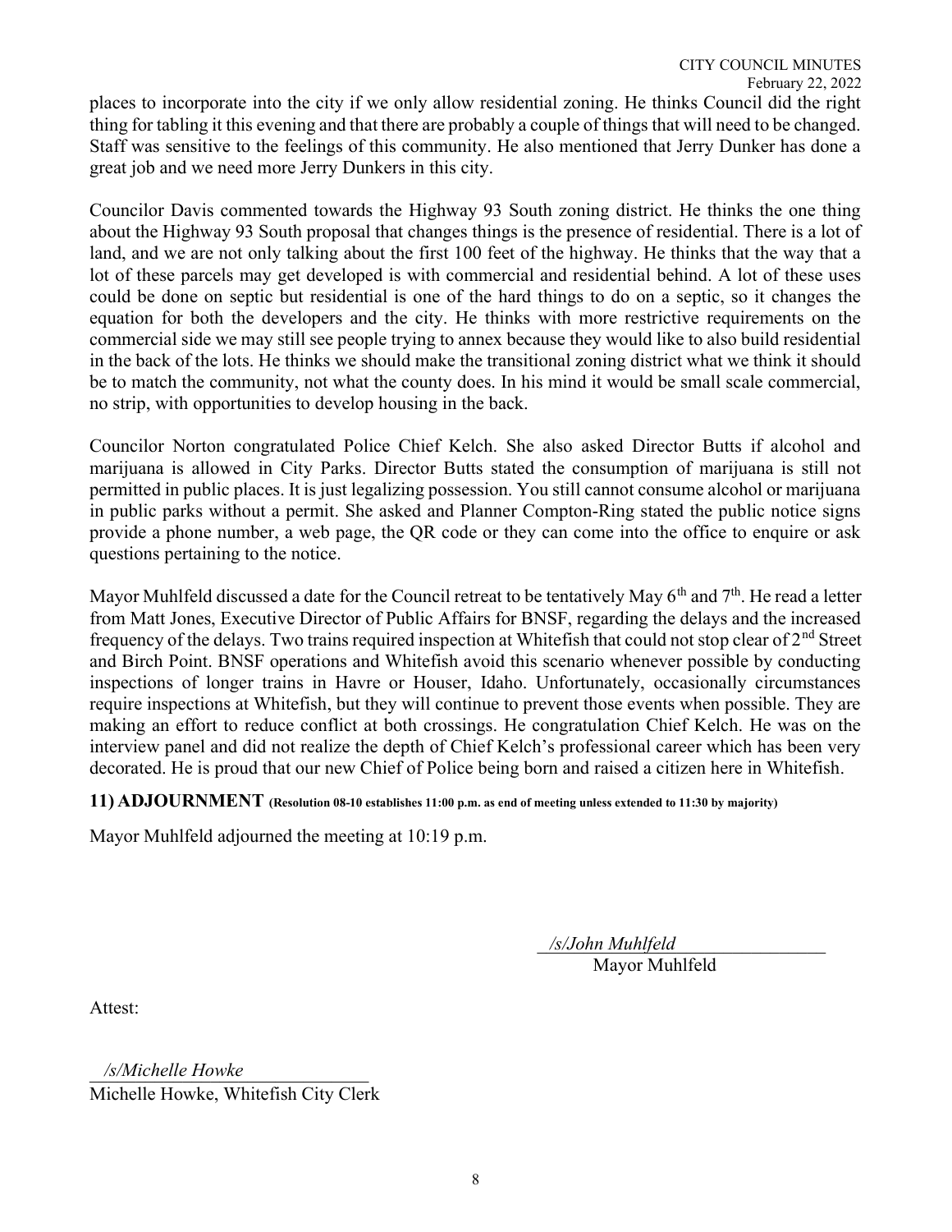places to incorporate into the city if we only allow residential zoning. He thinks Council did the right thing for tabling it this evening and that there are probably a couple of things that will need to be changed. Staff was sensitive to the feelings of this community. He also mentioned that Jerry Dunker has done a great job and we need more Jerry Dunkers in this city.

Councilor Davis commented towards the Highway 93 South zoning district. He thinks the one thing about the Highway 93 South proposal that changes things is the presence of residential. There is a lot of land, and we are not only talking about the first 100 feet of the highway. He thinks that the way that a lot of these parcels may get developed is with commercial and residential behind. A lot of these uses could be done on septic but residential is one of the hard things to do on a septic, so it changes the equation for both the developers and the city. He thinks with more restrictive requirements on the commercial side we may still see people trying to annex because they would like to also build residential in the back of the lots. He thinks we should make the transitional zoning district what we think it should be to match the community, not what the county does. In his mind it would be small scale commercial, no strip, with opportunities to develop housing in the back.

Councilor Norton congratulated Police Chief Kelch. She also asked Director Butts if alcohol and marijuana is allowed in City Parks. Director Butts stated the consumption of marijuana is still not permitted in public places. It is just legalizing possession. You still cannot consume alcohol or marijuana in public parks without a permit. She asked and Planner Compton-Ring stated the public notice signs provide a phone number, a web page, the QR code or they can come into the office to enquire or ask questions pertaining to the notice.

Mayor Muhlfeld discussed a date for the Council retreat to be tentatively May 6th and 7th. He read a letter from Matt Jones, Executive Director of Public Affairs for BNSF, regarding the delays and the increased frequency of the delays. Two trains required inspection at Whitefish that could not stop clear of 2nd Street and Birch Point. BNSF operations and Whitefish avoid this scenario whenever possible by conducting inspections of longer trains in Havre or Houser, Idaho. Unfortunately, occasionally circumstances require inspections at Whitefish, but they will continue to prevent those events when possible. They are making an effort to reduce conflict at both crossings. He congratulation Chief Kelch. He was on the interview panel and did not realize the depth of Chief Kelch's professional career which has been very decorated. He is proud that our new Chief of Police being born and raised a citizen here in Whitefish.

**11) ADJOURNMENT** **(Resolution 08-10 establishes 11:00 p.m. as end of meeting unless extended to 11:30 by majority)**

Mayor Muhlfeld adjourned the meeting at 10:19 p.m.

*/s/John Muhlfeld*
Mayor Muhlfeld

Attest:

*/s/Michelle Howke*
Michelle Howke, Whitefish City Clerk